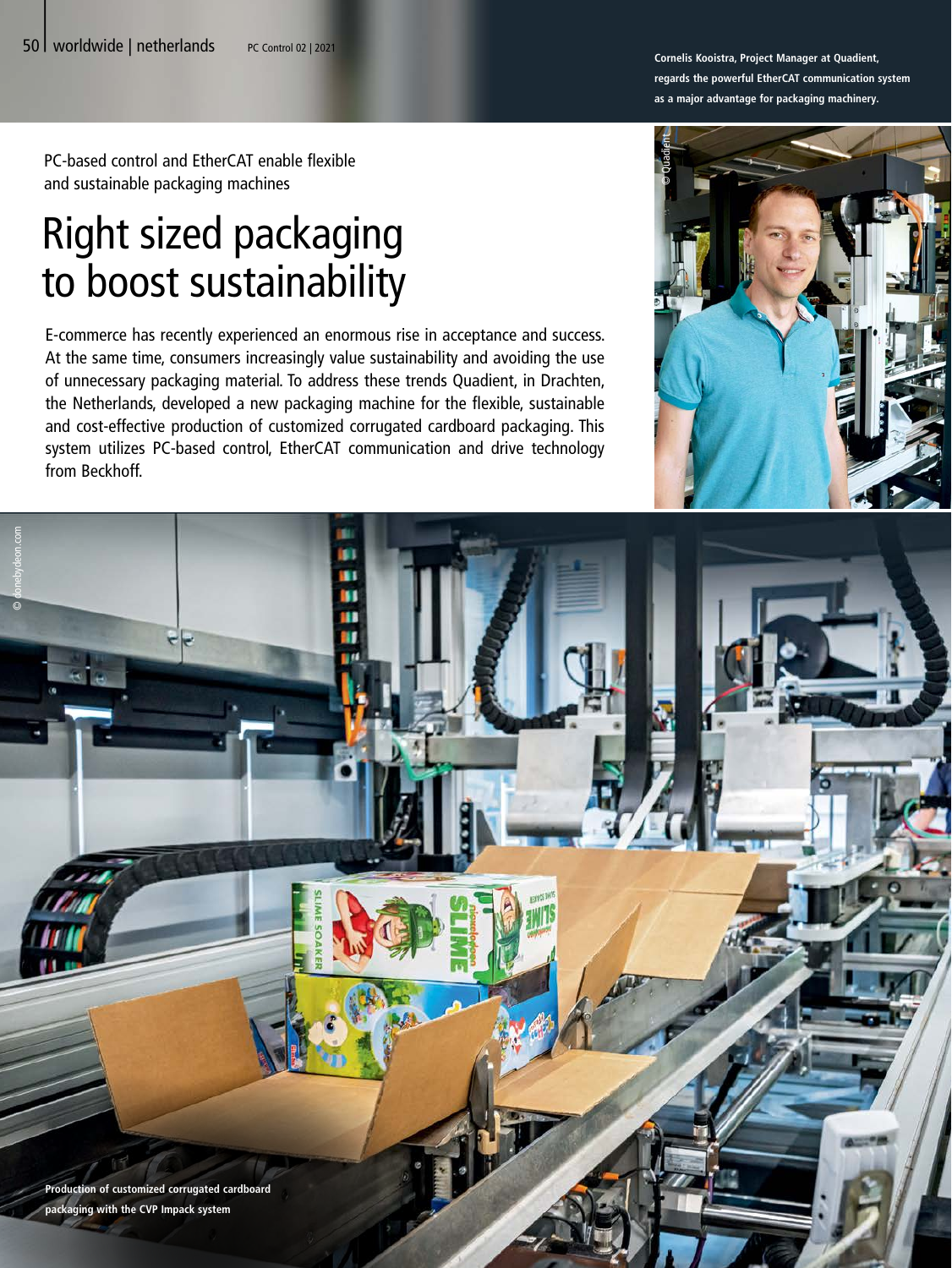PC-based control and EtherCAT enable flexible and sustainable packaging machines

# Right sized packaging to boost sustainability

E-commerce has recently experienced an enormous rise in acceptance and success. At the same time, consumers increasingly value sustainability and avoiding the use of unnecessary packaging material. To address these trends Quadient, in Drachten, the Netherlands, developed a new packaging machine for the flexible, sustainable and cost-effective production of customized corrugated cardboard packaging. This system utilizes PC-based control, EtherCAT communication and drive technology from Beckhoff.

**Cornelis Kooistra, Project Manager at Quadient, regards the powerful EtherCAT communication system as a major advantage for packaging machinery.**

© Quadient

© donebydeon.com

**Production of customized corrugated cardboard packaging with the CVP Impack system**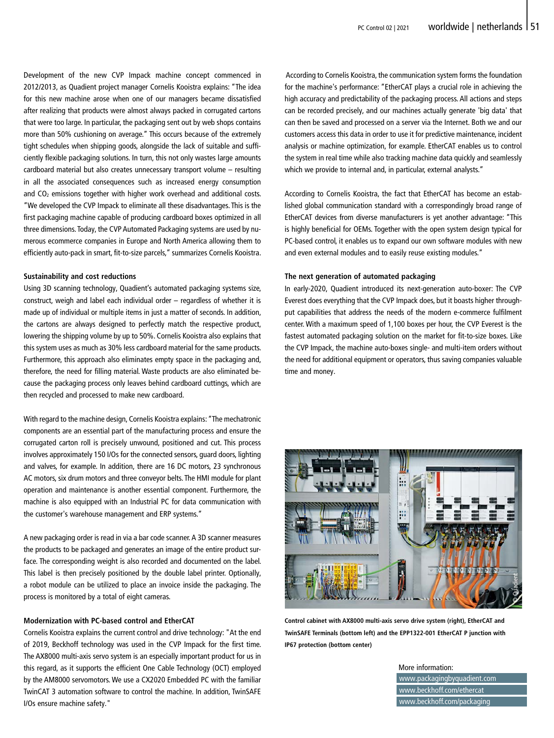Development of the new CVP Impack machine concept commenced in 2012/2013, as Quadient project manager Cornelis Kooistra explains: "The idea for this new machine arose when one of our managers became dissatisfied after realizing that products were almost always packed in corrugated cartons that were too large. In particular, the packaging sent out by web shops contains more than 50% cushioning on average." This occurs because of the extremely tight schedules when shipping goods, alongside the lack of suitable and sufficiently flexible packaging solutions. In turn, this not only wastes large amounts cardboard material but also creates unnecessary transport volume – resulting in all the associated consequences such as increased energy consumption and $CO_2$ emissions together with higher work overhead and additional costs. "We developed the CVP Impack to eliminate all these disadvantages. This is the first packaging machine capable of producing cardboard boxes optimized in all three dimensions. Today, the CVP Automated Packaging systems are used by numerous ecommerce companies in Europe and North America allowing them to efficiently auto-pack in smart, fit-to-size parcels," summarizes Cornelis Kooistra.

#### Sustainability and cost reductions

Using 3D scanning technology, Quadient's automated packaging systems size, construct, weigh and label each individual order – regardless of whether it is made up of individual or multiple items in just a matter of seconds. In addition, the cartons are always designed to perfectly match the respective product, lowering the shipping volume by up to 50%. Cornelis Kooistra also explains that this system uses as much as 30% less cardboard material for the same products. Furthermore, this approach also eliminates empty space in the packaging and, therefore, the need for filling material. Waste products are also eliminated because the packaging process only leaves behind cardboard cuttings, which are then recycled and processed to make new cardboard.

With regard to the machine design, Cornelis Kooistra explains: "The mechatronic components are an essential part of the manufacturing process and ensure the corrugated carton roll is precisely unwound, positioned and cut. This process involves approximately 150 I/Os for the connected sensors, guard doors, lighting and valves, for example. In addition, there are 16 DC motors, 23 synchronous AC motors, six drum motors and three conveyor belts. The HMI module for plant operation and maintenance is another essential component. Furthermore, the machine is also equipped with an Industrial PC for data communication with the customer's warehouse management and ERP systems."

A new packaging order is read in via a bar code scanner. A 3D scanner measures the products to be packaged and generates an image of the entire product surface. The corresponding weight is also recorded and documented on the label. This label is then precisely positioned by the double label printer. Optionally, a robot module can be utilized to place an invoice inside the packaging. The process is monitored by a total of eight cameras.

#### Modernization with PC-based control and EtherCAT

Cornelis Kooistra explains the current control and drive technology: "At the end of 2019, Beckhoff technology was used in the CVP Impack for the first time. The AX8000 multi-axis servo system is an especially important product for us in this regard, as it supports the efficient One Cable Technology (OCT) employed by the AM8000 servomotors. We use a CX2020 Embedded PC with the familiar TwinCAT 3 automation software to control the machine. In addition, TwinSAFE I/Os ensure machine safety."

According to Cornelis Kooistra, the communication system forms the foundation for the machine's performance: "EtherCAT plays a crucial role in achieving the high accuracy and predictability of the packaging process. All actions and steps can be recorded precisely, and our machines actually generate 'big data' that can then be saved and processed on a server via the Internet. Both we and our customers access this data in order to use it for predictive maintenance, incident analysis or machine optimization, for example. EtherCAT enables us to control the system in real time while also tracking machine data quickly and seamlessly which we provide to internal and, in particular, external analysts."

According to Cornelis Kooistra, the fact that EtherCAT has become an established global communication standard with a correspondingly broad range of EtherCAT devices from diverse manufacturers is yet another advantage: "This is highly beneficial for OEMs. Together with the open system design typical for PC-based control, it enables us to expand our own software modules with new and even external modules and to easily reuse existing modules."

#### The next generation of automated packaging

In early-2020, Quadient introduced its next-generation auto-boxer: The CVP Everest does everything that the CVP Impack does, but it boasts higher throughput capabilities that address the needs of the modern e-commerce fulfilment center. With a maximum speed of 1,100 boxes per hour, the CVP Everest is the fastest automated packaging solution on the market for fit-to-size boxes. Like the CVP Impack, the machine auto-boxes single- and multi-item orders without the need for additional equipment or operators, thus saving companies valuable time and money.

© Quadient

**Control cabinet with AX8000 multi-axis servo drive system (right), EtherCAT and TwinSAFE Terminals (bottom left) and the EPP1322-001 EtherCAT P junction with IP67 protection (bottom center)**

More information:
www.packagingbyquadient.com
www.beckhoff.com/ethercat
www.beckhoff.com/packaging